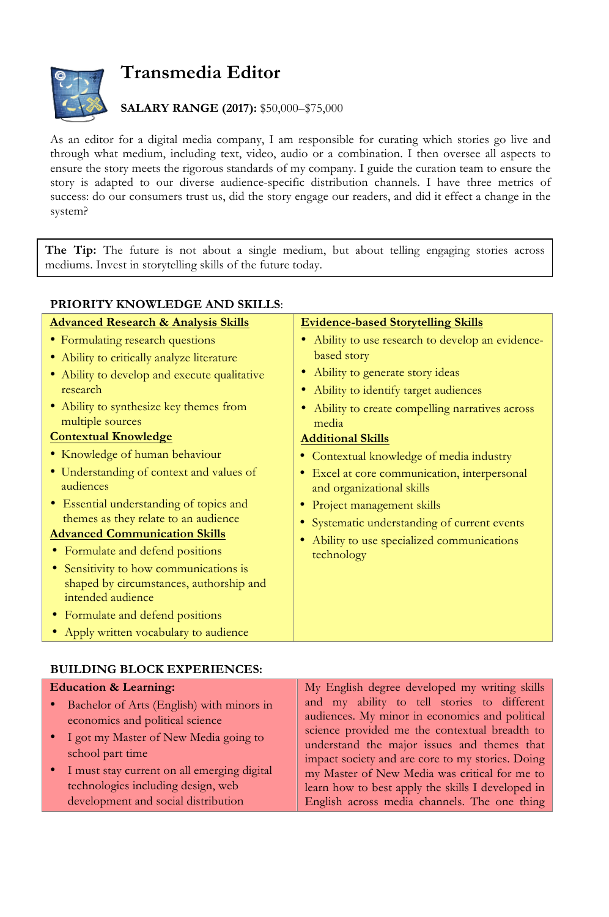# Transmedia Editor

**SALARY RANGE (2017):** $50,000–$75,000

As an editor for a digital media company, I am responsible for curating which stories go live and through what medium, including text, video, audio or a combination. I then oversee all aspects to ensure the story meets the rigorous standards of my company. I guide the curation team to ensure the story is adapted to our diverse audience-specific distribution channels. I have three metrics of success: do our consumers trust us, did the story engage our readers, and did it effect a change in the system?

> **The Tip:** The future is not about a single medium, but about telling engaging stories across mediums. Invest in storytelling skills of the future today.

**PRIORITY KNOWLEDGE AND SKILLS**:

**Advanced Research & Analysis Skills**

- Formulating research questions
- Ability to critically analyze literature
- Ability to develop and execute qualitative research
- Ability to synthesize key themes from multiple sources

**Contextual Knowledge**

- Knowledge of human behaviour
- Understanding of context and values of audiences
- Essential understanding of topics and themes as they relate to an audience

**Advanced Communication Skills**

- Formulate and defend positions
- Sensitivity to how communications is shaped by circumstances, authorship and intended audience
- Formulate and defend positions
- Apply written vocabulary to audience

**Evidence-based Storytelling Skills**

- Ability to use research to develop an evidence-based story
- Ability to generate story ideas
- Ability to identify target audiences
- Ability to create compelling narratives across media

**Additional Skills**

- Contextual knowledge of media industry
- Excel at core communication, interpersonal and organizational skills
- Project management skills
- Systematic understanding of current events
- Ability to use specialized communications technology

**BUILDING BLOCK EXPERIENCES:**

**Education & Learning:**

- Bachelor of Arts (English) with minors in economics and political science
- I got my Master of New Media going to school part time
- I must stay current on all emerging digital technologies including design, web development and social distribution

My English degree developed my writing skills and my ability to tell stories to different audiences. My minor in economics and political science provided me the contextual breadth to understand the major issues and themes that impact society and are core to my stories. Doing my Master of New Media was critical for me to learn how to best apply the skills I developed in English across media channels. The one thing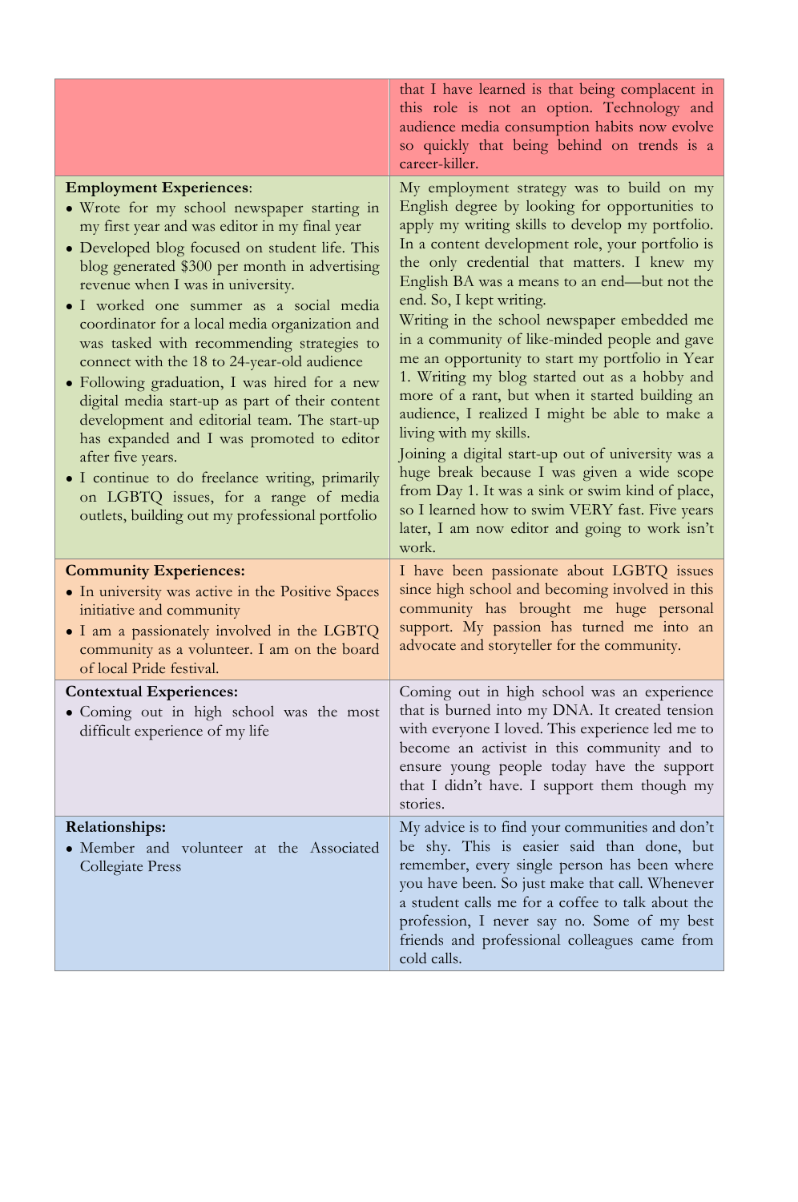| | |
|---|---|
| | that I have learned is that being complacent in this role is not an option. Technology and audience media consumption habits now evolve so quickly that being behind on trends is a career-killer. |
| **Employment Experiences**:<br>• Wrote for my school newspaper starting in my first year and was editor in my final year<br>• Developed blog focused on student life. This blog generated $300 per month in advertising revenue when I was in university.<br>• I worked one summer as a social media coordinator for a local media organization and was tasked with recommending strategies to connect with the 18 to 24-year-old audience<br>• Following graduation, I was hired for a new digital media start-up as part of their content development and editorial team. The start-up has expanded and I was promoted to editor after five years.<br>• I continue to do freelance writing, primarily on LGBTQ issues, for a range of media outlets, building out my professional portfolio | My employment strategy was to build on my English degree by looking for opportunities to apply my writing skills to develop my portfolio. In a content development role, your portfolio is the only credential that matters. I knew my English BA was a means to an end—but not the end. So, I kept writing.<br>Writing in the school newspaper embedded me in a community of like-minded people and gave me an opportunity to start my portfolio in Year 1. Writing my blog started out as a hobby and more of a rant, but when it started building an audience, I realized I might be able to make a living with my skills.<br>Joining a digital start-up out of university was a huge break because I was given a wide scope from Day 1. It was a sink or swim kind of place, so I learned how to swim VERY fast. Five years later, I am now editor and going to work isn't work. |
| **Community Experiences:**<br>• In university was active in the Positive Spaces initiative and community<br>• I am a passionately involved in the LGBTQ community as a volunteer. I am on the board of local Pride festival. | I have been passionate about LGBTQ issues since high school and becoming involved in this community has brought me huge personal support. My passion has turned me into an advocate and storyteller for the community. |
| **Contextual Experiences:**<br>• Coming out in high school was the most difficult experience of my life | Coming out in high school was an experience that is burned into my DNA. It created tension with everyone I loved. This experience led me to become an activist in this community and to ensure young people today have the support that I didn't have. I support them though my stories. |
| **Relationships:**<br>• Member and volunteer at the Associated Collegiate Press | My advice is to find your communities and don't be shy. This is easier said than done, but remember, every single person has been where you have been. So just make that call. Whenever a student calls me for a coffee to talk about the profession, I never say no. Some of my best friends and professional colleagues came from cold calls. |